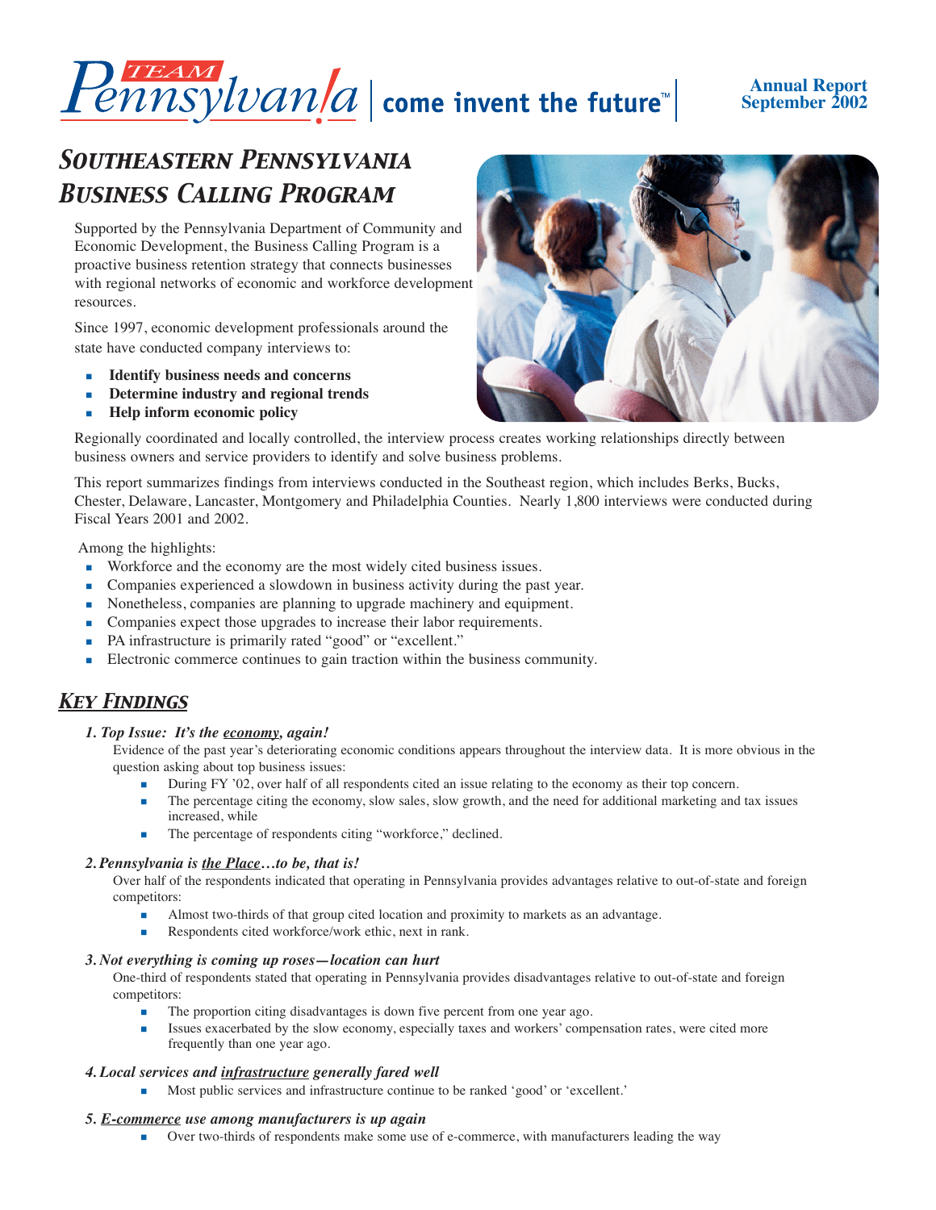Team Pennsylvania | come invent the future™

**Annual Report**
**September 2002**

# *Southeastern Pennsylvania Business Calling Program*

Supported by the Pennsylvania Department of Community and Economic Development, the Business Calling Program is a proactive business retention strategy that connects businesses with regional networks of economic and workforce development resources.

Since 1997, economic development professionals around the state have conducted company interviews to:

- **Identify business needs and concerns**
- **Determine industry and regional trends**
- **Help inform economic policy**

Regionally coordinated and locally controlled, the interview process creates working relationships directly between business owners and service providers to identify and solve business problems.

This report summarizes findings from interviews conducted in the Southeast region, which includes Berks, Bucks, Chester, Delaware, Lancaster, Montgomery and Philadelphia Counties. Nearly 1,800 interviews were conducted during Fiscal Years 2001 and 2002.

Among the highlights:

- Workforce and the economy are the most widely cited business issues.
- Companies experienced a slowdown in business activity during the past year.
- Nonetheless, companies are planning to upgrade machinery and equipment.
- Companies expect those upgrades to increase their labor requirements.
- PA infrastructure is primarily rated "good" or "excellent."
- Electronic commerce continues to gain traction within the business community.

## *Key Findings*

### *1. Top Issue: It's the economy, again!*

Evidence of the past year's deteriorating economic conditions appears throughout the interview data. It is more obvious in the question asking about top business issues:

- During FY '02, over half of all respondents cited an issue relating to the economy as their top concern.
- The percentage citing the economy, slow sales, slow growth, and the need for additional marketing and tax issues increased, while
- The percentage of respondents citing "workforce," declined.

### *2. Pennsylvania is the Place…to be, that is!*

Over half of the respondents indicated that operating in Pennsylvania provides advantages relative to out-of-state and foreign competitors:

- Almost two-thirds of that group cited location and proximity to markets as an advantage.
- Respondents cited workforce/work ethic, next in rank.

### *3. Not everything is coming up roses—location can hurt*

One-third of respondents stated that operating in Pennsylvania provides disadvantages relative to out-of-state and foreign competitors:

- The proportion citing disadvantages is down five percent from one year ago.
- Issues exacerbated by the slow economy, especially taxes and workers' compensation rates, were cited more frequently than one year ago.

### *4. Local services and infrastructure generally fared well*

- Most public services and infrastructure continue to be ranked 'good' or 'excellent.'

### *5. E-commerce use among manufacturers is up again*

- Over two-thirds of respondents make some use of e-commerce, with manufacturers leading the way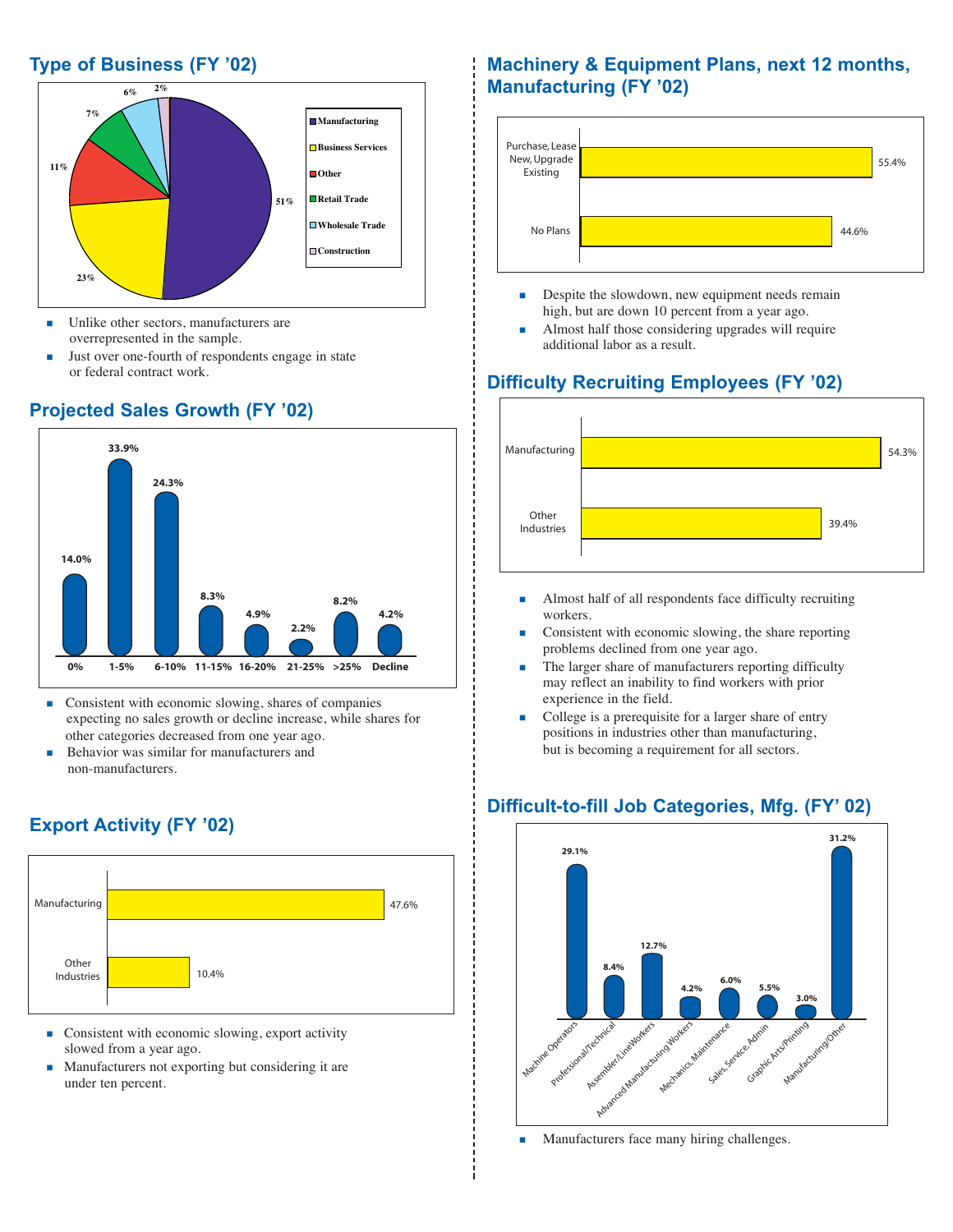## Type of Business (FY '02)

| Type of Business | Share |
|---|---|
| Manufacturing | 51% |
| Business Services | 23% |
| Other | 11% |
| Retail Trade | 7% |
| Wholesale Trade | 6% |
| Construction | 2% |

- Unlike other sectors, manufacturers are overrepresented in the sample.
- Just over one-fourth of respondents engage in state or federal contract work.

## Projected Sales Growth (FY '02)

| 0% | 1-5% | 6-10% | 11-15% | 16-20% | 21-25% | >25% | Decline |
|---|---|---|---|---|---|---|---|
| 14.0% | 33.9% | 24.3% | 8.3% | 4.9% | 2.2% | 8.2% | 4.2% |

- Consistent with economic slowing, shares of companies expecting no sales growth or decline increase, while shares for other categories decreased from one year ago.
- Behavior was similar for manufacturers and non-manufacturers.

## Export Activity (FY '02)

| | |
|---|---|
| Manufacturing | 47.6% |
| Other Industries | 10.4% |

- Consistent with economic slowing, export activity slowed from a year ago.
- Manufacturers not exporting but considering it are under ten percent.

## Machinery & Equipment Plans, next 12 months, Manufacturing (FY '02)

| | |
|---|---|
| Purchase, Lease New, Upgrade Existing | 55.4% |
| No Plans | 44.6% |

- Despite the slowdown, new equipment needs remain high, but are down 10 percent from a year ago.
- Almost half those considering upgrades will require additional labor as a result.

## Difficulty Recruiting Employees (FY '02)

| | |
|---|---|
| Manufacturing | 54.3% |
| Other Industries | 39.4% |

- Almost half of all respondents face difficulty recruiting workers.
- Consistent with economic slowing, the share reporting problems declined from one year ago.
- The larger share of manufacturers reporting difficulty may reflect an inability to find workers with prior experience in the field.
- College is a prerequisite for a larger share of entry positions in industries other than manufacturing, but is becoming a requirement for all sectors.

## Difficult-to-fill Job Categories, Mfg. (FY' 02)

| Machine Operators | Professional/Technical | Assembler/LineWorkers | Advanced Manufacturing Workers | Mechanics, Maintenance | Sales, Service, Admin | Graphic Arts/Printing | Manufacturing/Other |
|---|---|---|---|---|---|---|---|
| 29.1% | 8.4% | 12.7% | 4.2% | 6.0% | 5.5% | 3.0% | 31.2% |

- Manufacturers face many hiring challenges.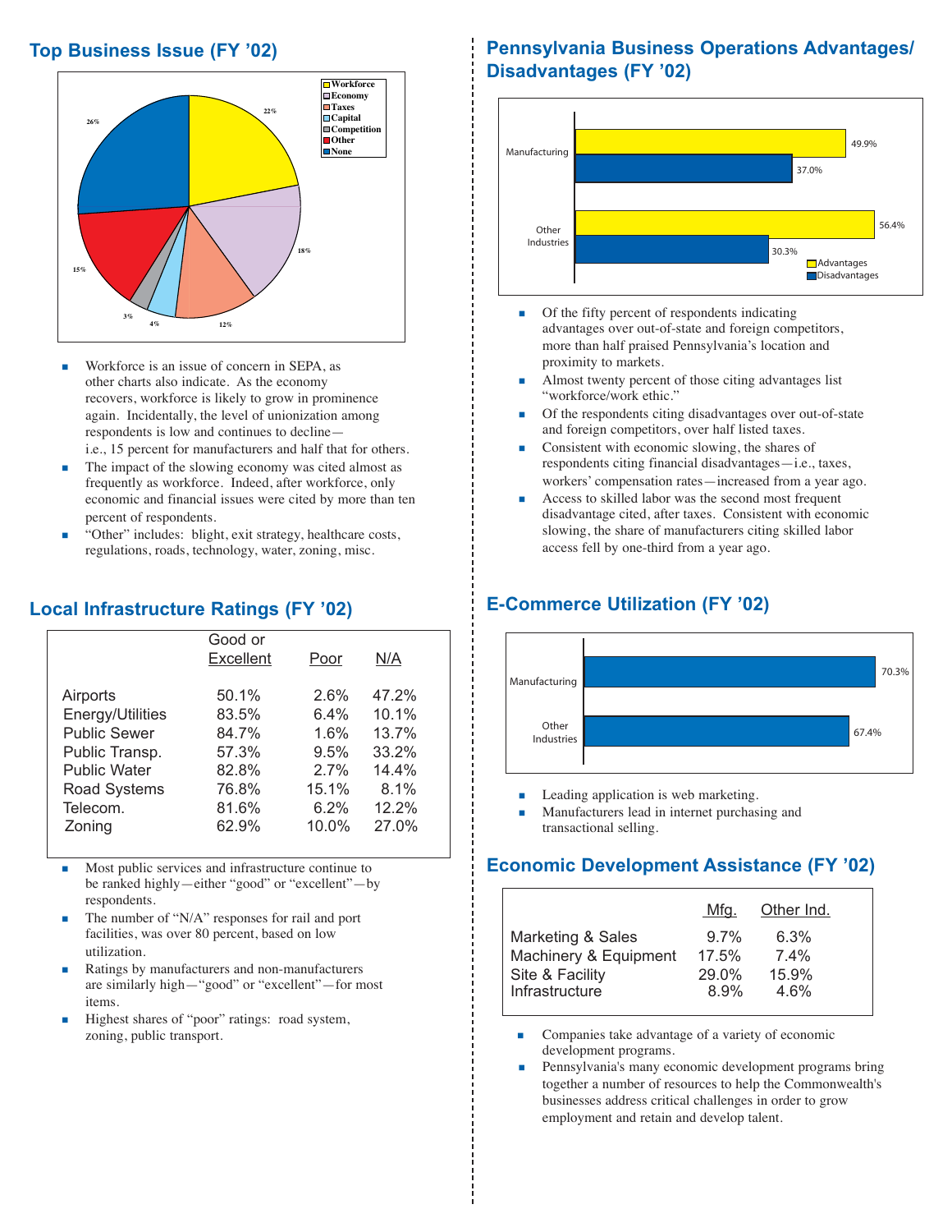## Top Business Issue (FY '02)

| Issue | Share |
|---|---|
| Workforce | 22% |
| Economy | 18% |
| Taxes | 12% |
| Capital | 4% |
| Competition | 3% |
| Other | 15% |
| None | 26% |

- Workforce is an issue of concern in SEPA, as other charts also indicate. As the economy recovers, workforce is likely to grow in prominence again. Incidentally, the level of unionization among respondents is low and continues to decline—i.e., 15 percent for manufacturers and half that for others.
- The impact of the slowing economy was cited almost as frequently as workforce. Indeed, after workforce, only economic and financial issues were cited by more than ten percent of respondents.
- "Other" includes: blight, exit strategy, healthcare costs, regulations, roads, technology, water, zoning, misc.

## Local Infrastructure Ratings (FY '02)

| | Good or Excellent | Poor | N/A |
|---|---|---|---|
| Airports | 50.1% | 2.6% | 47.2% |
| Energy/Utilities | 83.5% | 6.4% | 10.1% |
| Public Sewer | 84.7% | 1.6% | 13.7% |
| Public Transp. | 57.3% | 9.5% | 33.2% |
| Public Water | 82.8% | 2.7% | 14.4% |
| Road Systems | 76.8% | 15.1% | 8.1% |
| Telecom. | 81.6% | 6.2% | 12.2% |
| Zoning | 62.9% | 10.0% | 27.0% |

- Most public services and infrastructure continue to be ranked highly—either "good" or "excellent"—by respondents.
- The number of "N/A" responses for rail and port facilities, was over 80 percent, based on low utilization.
- Ratings by manufacturers and non-manufacturers are similarly high—"good" or "excellent"—for most items.
- Highest shares of "poor" ratings: road system, zoning, public transport.

## Pennsylvania Business Operations Advantages/ Disadvantages (FY '02)

| | Advantages | Disadvantages |
|---|---|---|
| Manufacturing | 49.9% | 37.0% |
| Other Industries | 56.4% | 30.3% |

- Of the fifty percent of respondents indicating advantages over out-of-state and foreign competitors, more than half praised Pennsylvania's location and proximity to markets.
- Almost twenty percent of those citing advantages list "workforce/work ethic."
- Of the respondents citing disadvantages over out-of-state and foreign competitors, over half listed taxes.
- Consistent with economic slowing, the shares of respondents citing financial disadvantages—i.e., taxes, workers' compensation rates—increased from a year ago.
- Access to skilled labor was the second most frequent disadvantage cited, after taxes. Consistent with economic slowing, the share of manufacturers citing skilled labor access fell by one-third from a year ago.

## E-Commerce Utilization (FY '02)

| | E-Commerce Utilization |
|---|---|
| Manufacturing | 70.3% |
| Other Industries | 67.4% |

- Leading application is web marketing.
- Manufacturers lead in internet purchasing and transactional selling.

## Economic Development Assistance (FY '02)

| | Mfg. | Other Ind. |
|---|---|---|
| Marketing & Sales | 9.7% | 6.3% |
| Machinery & Equipment | 17.5% | 7.4% |
| Site & Facility | 29.0% | 15.9% |
| Infrastructure | 8.9% | 4.6% |

- Companies take advantage of a variety of economic development programs.
- Pennsylvania's many economic development programs bring together a number of resources to help the Commonwealth's businesses address critical challenges in order to grow employment and retain and develop talent.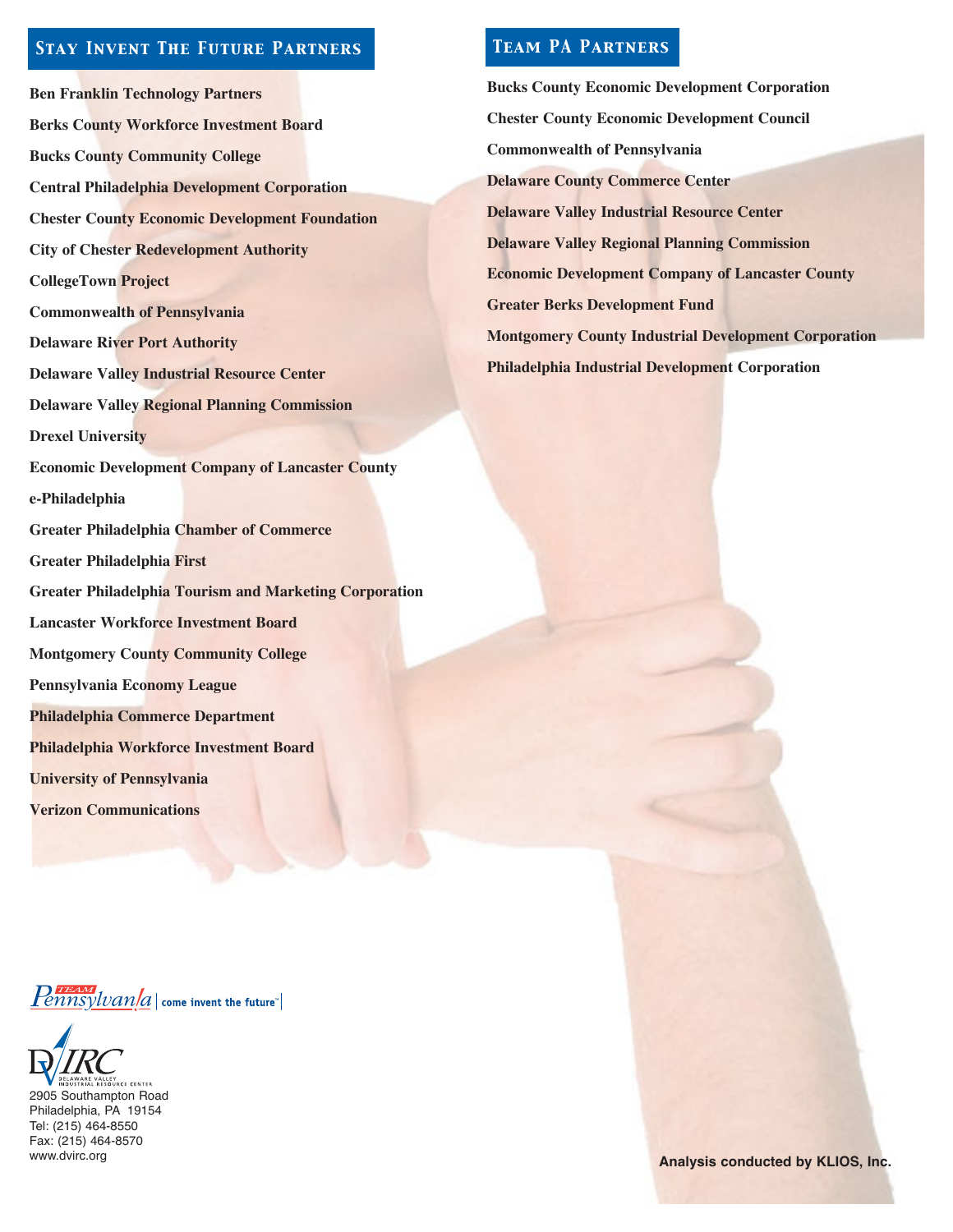## Stay Invent The Future Partners

**Ben Franklin Technology Partners**

**Berks County Workforce Investment Board**

**Bucks County Community College**

**Central Philadelphia Development Corporation**

**Chester County Economic Development Foundation**

**City of Chester Redevelopment Authority**

**CollegeTown Project**

**Commonwealth of Pennsylvania**

**Delaware River Port Authority**

**Delaware Valley Industrial Resource Center**

**Delaware Valley Regional Planning Commission**

**Drexel University**

**Economic Development Company of Lancaster County**

**e-Philadelphia**

**Greater Philadelphia Chamber of Commerce**

**Greater Philadelphia First**

**Greater Philadelphia Tourism and Marketing Corporation**

**Lancaster Workforce Investment Board**

**Montgomery County Community College**

**Pennsylvania Economy League**

**Philadelphia Commerce Department**

**Philadelphia Workforce Investment Board**

**University of Pennsylvania**

**Verizon Communications**

## Team PA Partners

**Bucks County Economic Development Corporation**

**Chester County Economic Development Council**

**Commonwealth of Pennsylvania**

**Delaware County Commerce Center**

**Delaware Valley Industrial Resource Center**

**Delaware Valley Regional Planning Commission**

**Economic Development Company of Lancaster County**

**Greater Berks Development Fund**

**Montgomery County Industrial Development Corporation**

**Philadelphia Industrial Development Corporation**

Team Pennsylvania | come invent the future™

DVIRC
Delaware Valley Industrial Resource Center

2905 Southampton Road
Philadelphia, PA 19154
Tel: (215) 464-8550
Fax: (215) 464-8570
www.dvirc.org

**Analysis conducted by KLIOS, Inc.**